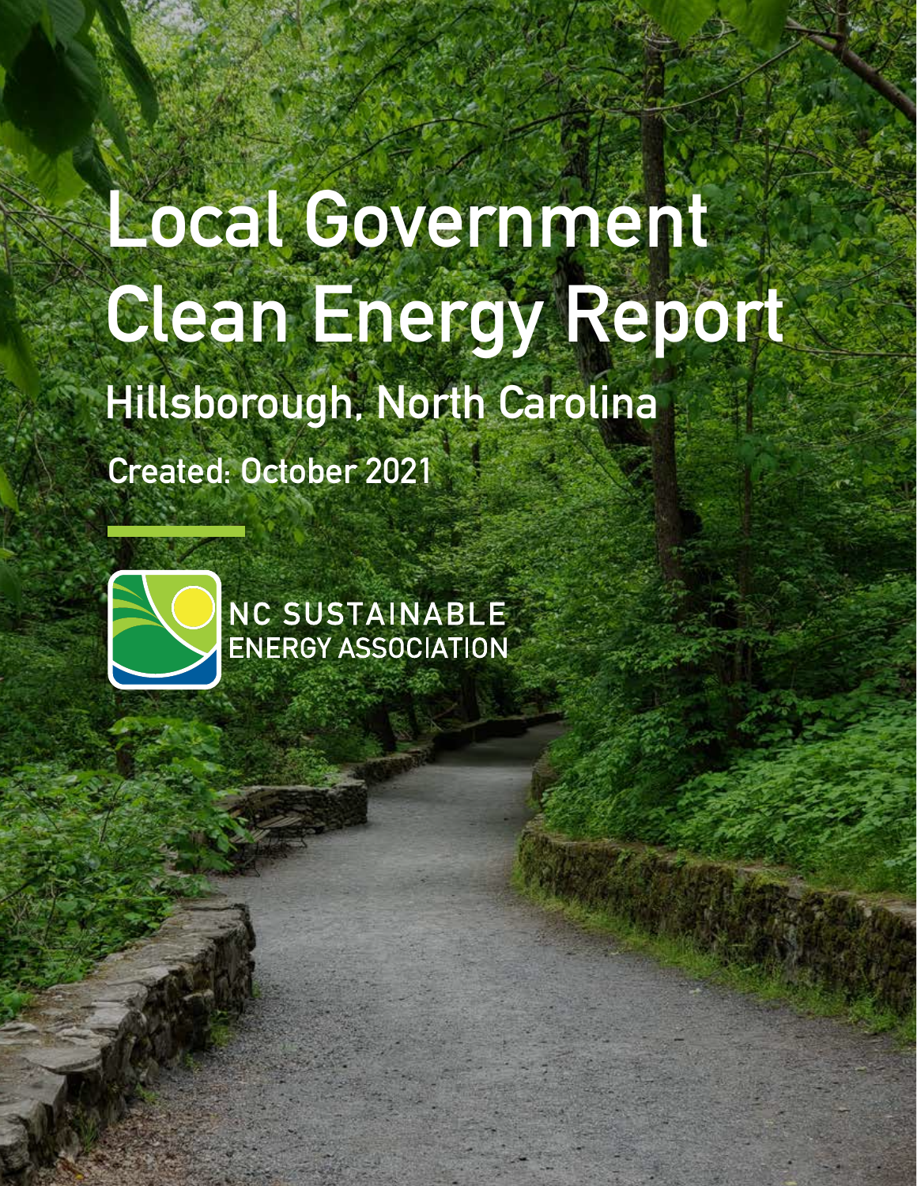# Local Government Clean Energy Report

## Hillsborough, North Carolina

**Created: October 2021**

NC SUSTAINABLE ENERGY ASSOCIATION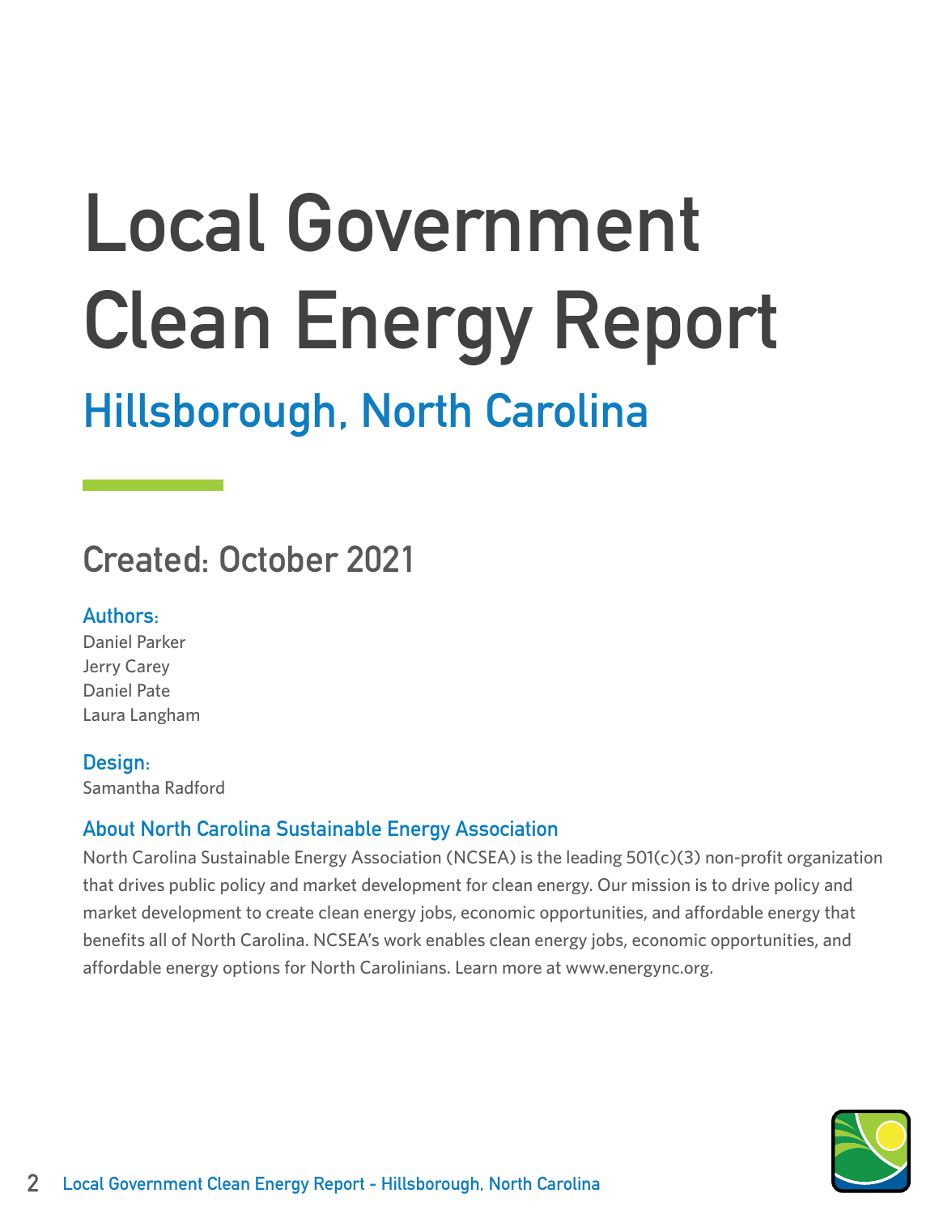# Local Government Clean Energy Report

## Hillsborough, North Carolina

### Created: October 2021

**Authors:**

Daniel Parker
Jerry Carey
Daniel Pate
Laura Langham

**Design:**

Samantha Radford

**About North Carolina Sustainable Energy Association**

North Carolina Sustainable Energy Association (NCSEA) is the leading 501(c)(3) non-profit organization that drives public policy and market development for clean energy. Our mission is to drive policy and market development to create clean energy jobs, economic opportunities, and affordable energy that benefits all of North Carolina. NCSEA's work enables clean energy jobs, economic opportunities, and affordable energy options for North Carolinians. Learn more at www.energync.org.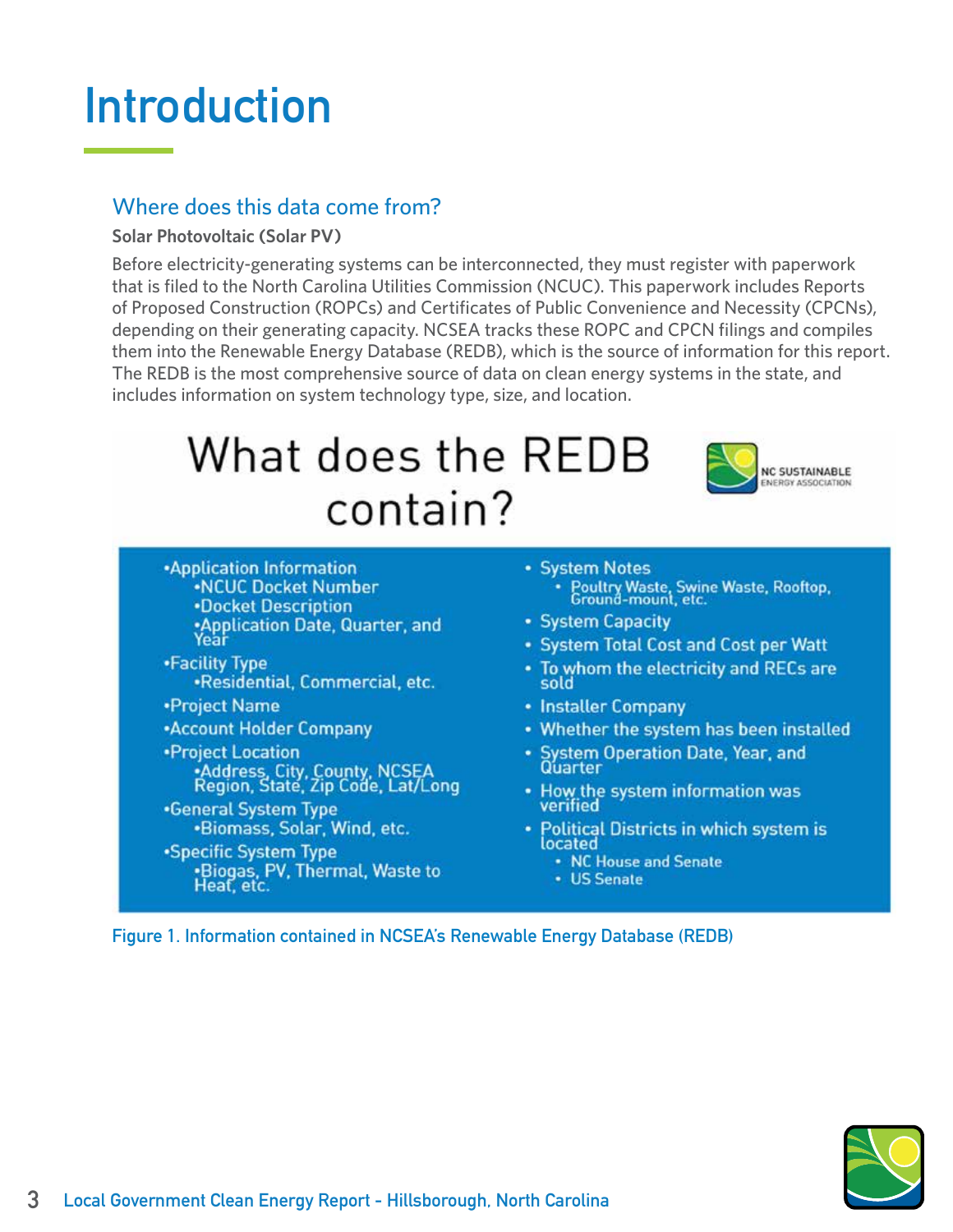# Introduction

## Where does this data come from?

**Solar Photovoltaic (Solar PV)**

Before electricity-generating systems can be interconnected, they must register with paperwork that is filed to the North Carolina Utilities Commission (NCUC). This paperwork includes Reports of Proposed Construction (ROPCs) and Certificates of Public Convenience and Necessity (CPCNs), depending on their generating capacity. NCSEA tracks these ROPC and CPCN filings and compiles them into the Renewable Energy Database (REDB), which is the source of information for this report. The REDB is the most comprehensive source of data on clean energy systems in the state, and includes information on system technology type, size, and location.

### What does the REDB contain?

- Application Information
  - NCUC Docket Number
  - Docket Description
  - Application Date, Quarter, and Year
- Facility Type
  - Residential, Commercial, etc.
- Project Name
- Account Holder Company
- Project Location
  - Address, City, County, NCSEA Region, State, Zip Code, Lat/Long
- General System Type
  - Biomass, Solar, Wind, etc.
- Specific System Type
  - Biogas, PV, Thermal, Waste to Heat, etc.
- System Notes
  - Poultry Waste, Swine Waste, Rooftop, Ground-mount, etc.
- System Capacity
- System Total Cost and Cost per Watt
- To whom the electricity and RECs are sold
- Installer Company
- Whether the system has been installed
- System Operation Date, Year, and Quarter
- How the system information was verified
- Political Districts in which system is located
  - NC House and Senate
  - US Senate

Figure 1. Information contained in NCSEA's Renewable Energy Database (REDB)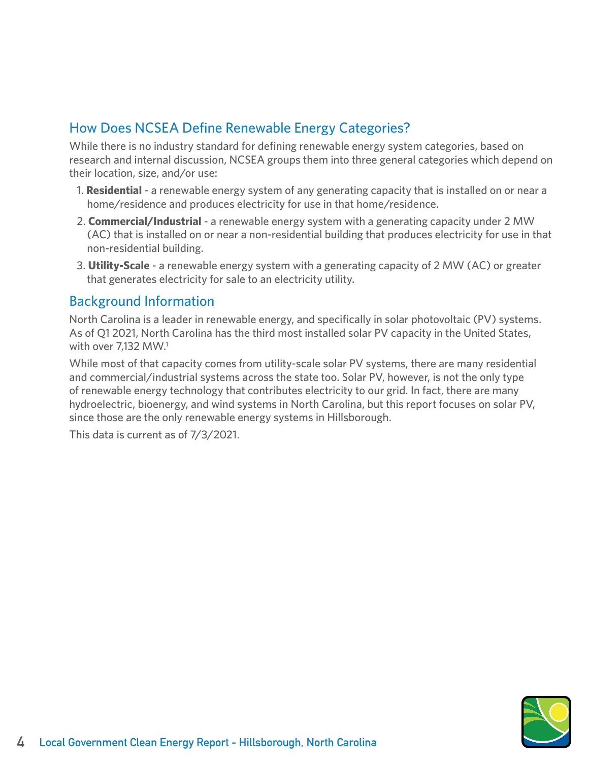## How Does NCSEA Define Renewable Energy Categories?

While there is no industry standard for defining renewable energy system categories, based on research and internal discussion, NCSEA groups them into three general categories which depend on their location, size, and/or use:

1. **Residential** - a renewable energy system of any generating capacity that is installed on or near a home/residence and produces electricity for use in that home/residence.
2. **Commercial/Industrial** - a renewable energy system with a generating capacity under 2 MW (AC) that is installed on or near a non-residential building that produces electricity for use in that non-residential building.
3. **Utility-Scale** - a renewable energy system with a generating capacity of 2 MW (AC) or greater that generates electricity for sale to an electricity utility.

## Background Information

North Carolina is a leader in renewable energy, and specifically in solar photovoltaic (PV) systems. As of Q1 2021, North Carolina has the third most installed solar PV capacity in the United States, with over 7,132 MW.[1]

While most of that capacity comes from utility-scale solar PV systems, there are many residential and commercial/industrial systems across the state too. Solar PV, however, is not the only type of renewable energy technology that contributes electricity to our grid. In fact, there are many hydroelectric, bioenergy, and wind systems in North Carolina, but this report focuses on solar PV, since those are the only renewable energy systems in Hillsborough.

This data is current as of 7/3/2021.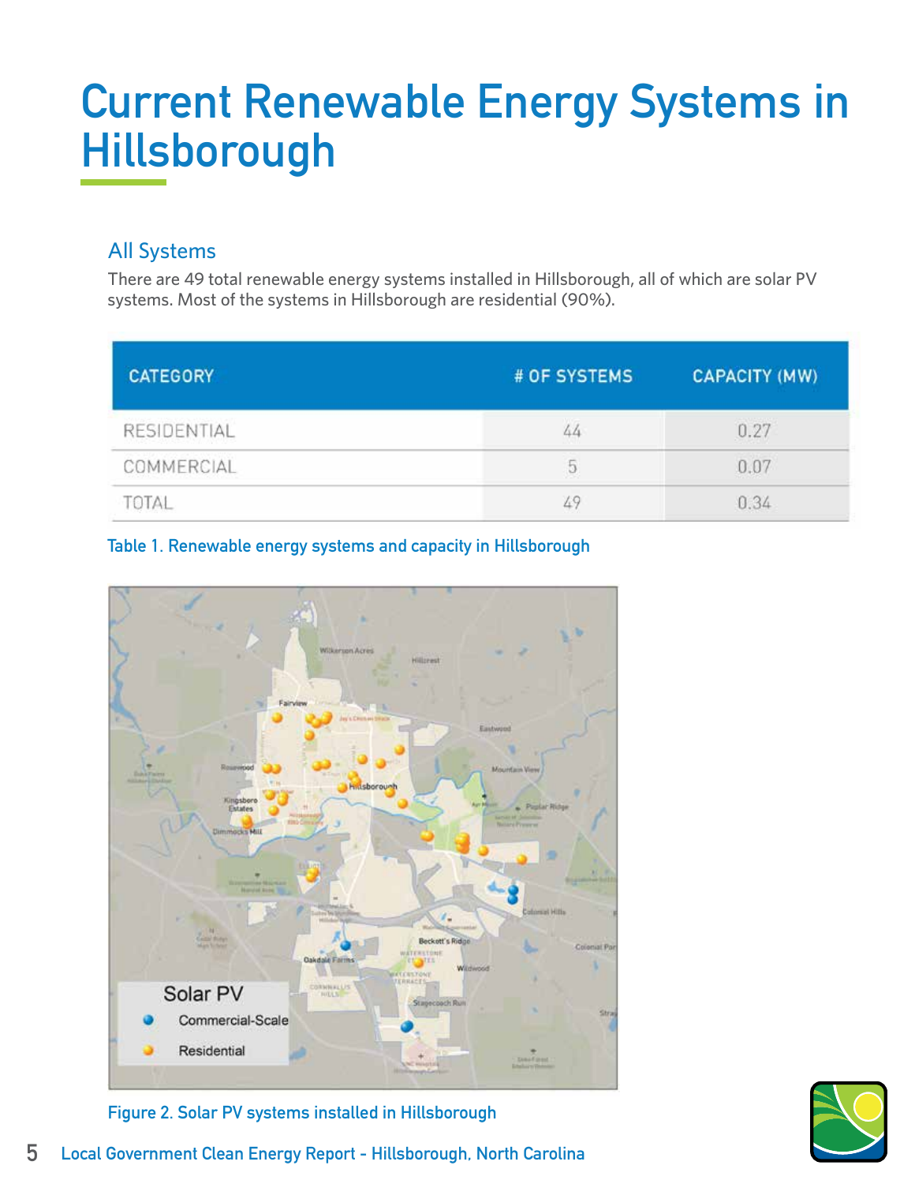# Current Renewable Energy Systems in Hillsborough

## All Systems

There are 49 total renewable energy systems installed in Hillsborough, all of which are solar PV systems. Most of the systems in Hillsborough are residential (90%).

| CATEGORY | # OF SYSTEMS | CAPACITY (MW) |
|---|---|---|
| RESIDENTIAL | 44 | 0.27 |
| COMMERCIAL | 5 | 0.07 |
| TOTAL | 49 | 0.34 |

Table 1. Renewable energy systems and capacity in Hillsborough

Figure 2. Solar PV systems installed in Hillsborough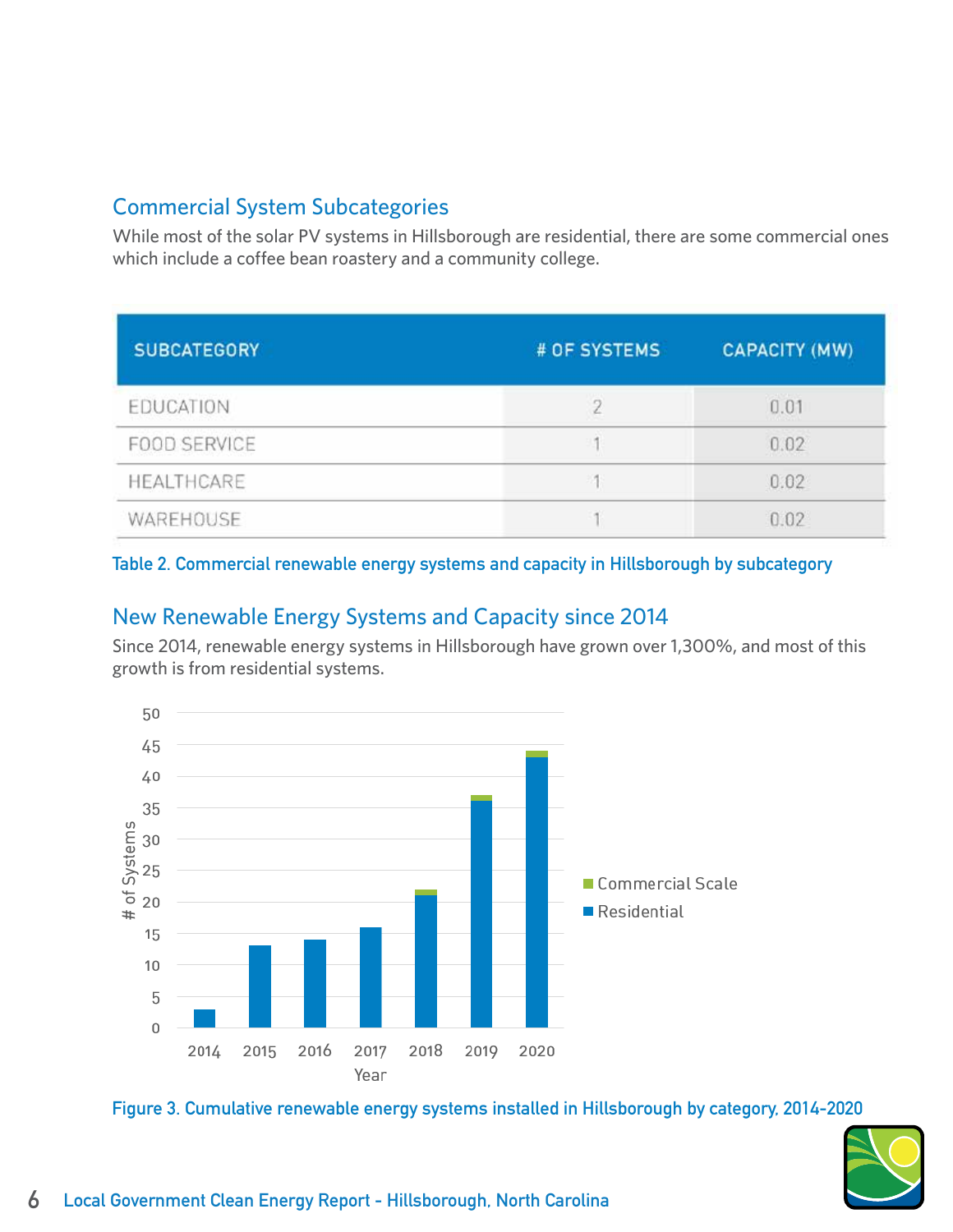## Commercial System Subcategories

While most of the solar PV systems in Hillsborough are residential, there are some commercial ones which include a coffee bean roastery and a community college.

| SUBCATEGORY | # OF SYSTEMS | CAPACITY (MW) |
| --- | --- | --- |
| EDUCATION | 2 | 0.01 |
| FOOD SERVICE | 1 | 0.02 |
| HEALTHCARE | 1 | 0.02 |
| WAREHOUSE | 1 | 0.02 |

Table 2. Commercial renewable energy systems and capacity in Hillsborough by subcategory

## New Renewable Energy Systems and Capacity since 2014

Since 2014, renewable energy systems in Hillsborough have grown over 1,300%, and most of this growth is from residential systems.

Figure 3. Cumulative renewable energy systems installed in Hillsborough by category, 2014-2020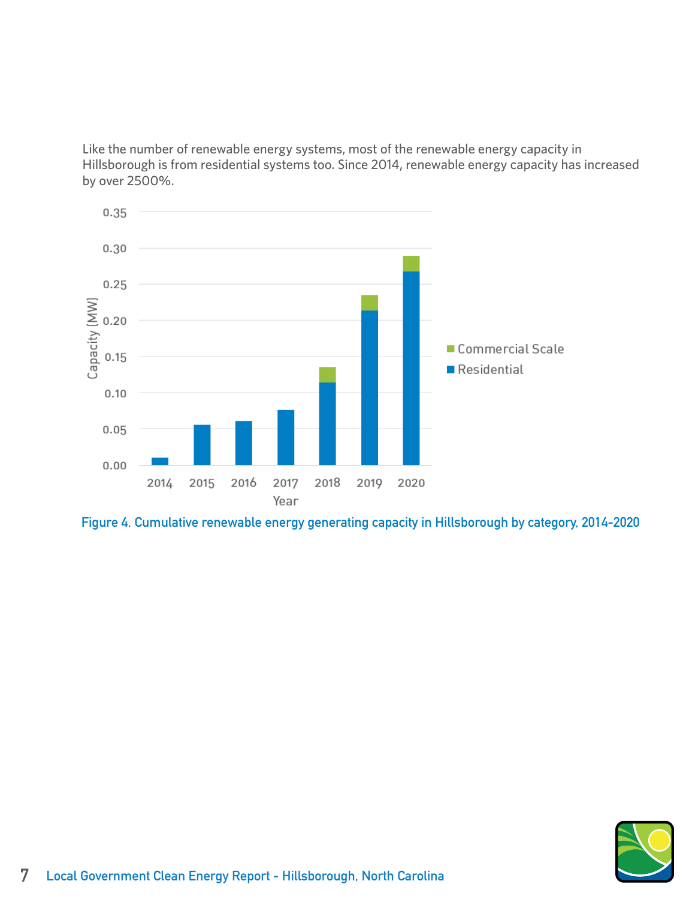Like the number of renewable energy systems, most of the renewable energy capacity in Hillsborough is from residential systems too. Since 2014, renewable energy capacity has increased by over 2500%.

Figure 4. Cumulative renewable energy generating capacity in Hillsborough by category, 2014-2020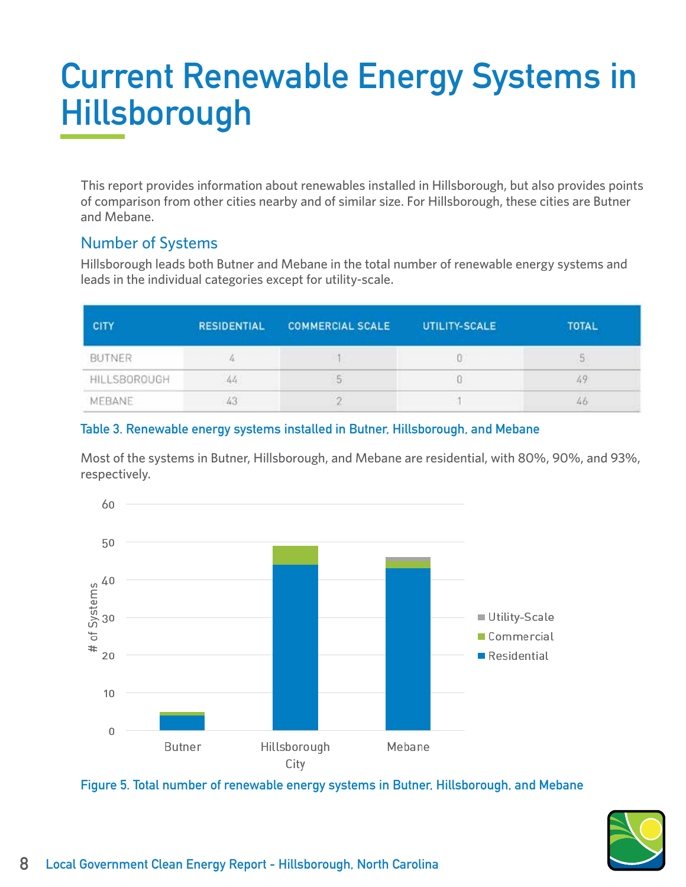# Current Renewable Energy Systems in Hillsborough

This report provides information about renewables installed in Hillsborough, but also provides points of comparison from other cities nearby and of similar size. For Hillsborough, these cities are Butner and Mebane.

## Number of Systems

Hillsborough leads both Butner and Mebane in the total number of renewable energy systems and leads in the individual categories except for utility-scale.

| CITY | RESIDENTIAL | COMMERCIAL SCALE | UTILITY-SCALE | TOTAL |
|---|---|---|---|---|
| BUTNER | 4 | 1 | 0 | 5 |
| HILLSBOROUGH | 44 | 5 | 0 | 49 |
| MEBANE | 43 | 2 | 1 | 46 |

Table 3. Renewable energy systems installed in Butner, Hillsborough, and Mebane

Most of the systems in Butner, Hillsborough, and Mebane are residential, with 80%, 90%, and 93%, respectively.

Figure 5. Total number of renewable energy systems in Butner, Hillsborough, and Mebane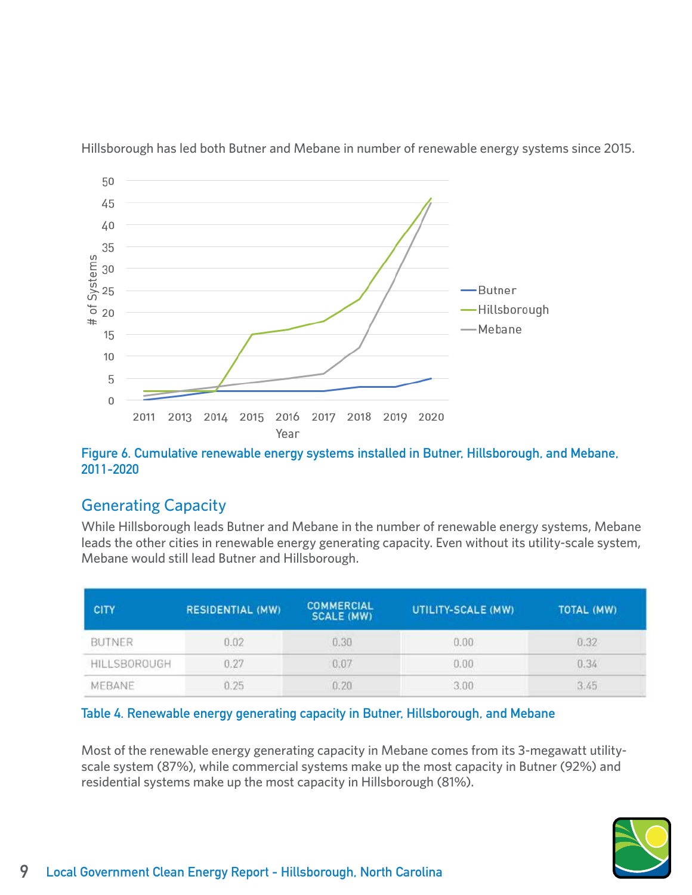Hillsborough has led both Butner and Mebane in number of renewable energy systems since 2015.

Figure 6. Cumulative renewable energy systems installed in Butner, Hillsborough, and Mebane, 2011-2020

## Generating Capacity

While Hillsborough leads Butner and Mebane in the number of renewable energy systems, Mebane leads the other cities in renewable energy generating capacity. Even without its utility-scale system, Mebane would still lead Butner and Hillsborough.

| CITY | RESIDENTIAL (MW) | COMMERCIAL SCALE (MW) | UTILITY-SCALE (MW) | TOTAL (MW) |
| --- | --- | --- | --- | --- |
| BUTNER | 0.02 | 0.30 | 0.00 | 0.32 |
| HILLSBOROUGH | 0.27 | 0.07 | 0.00 | 0.34 |
| MEBANE | 0.25 | 0.20 | 3.00 | 3.45 |

Table 4. Renewable energy generating capacity in Butner, Hillsborough, and Mebane

Most of the renewable energy generating capacity in Mebane comes from its 3-megawatt utility-scale system (87%), while commercial systems make up the most capacity in Butner (92%) and residential systems make up the most capacity in Hillsborough (81%).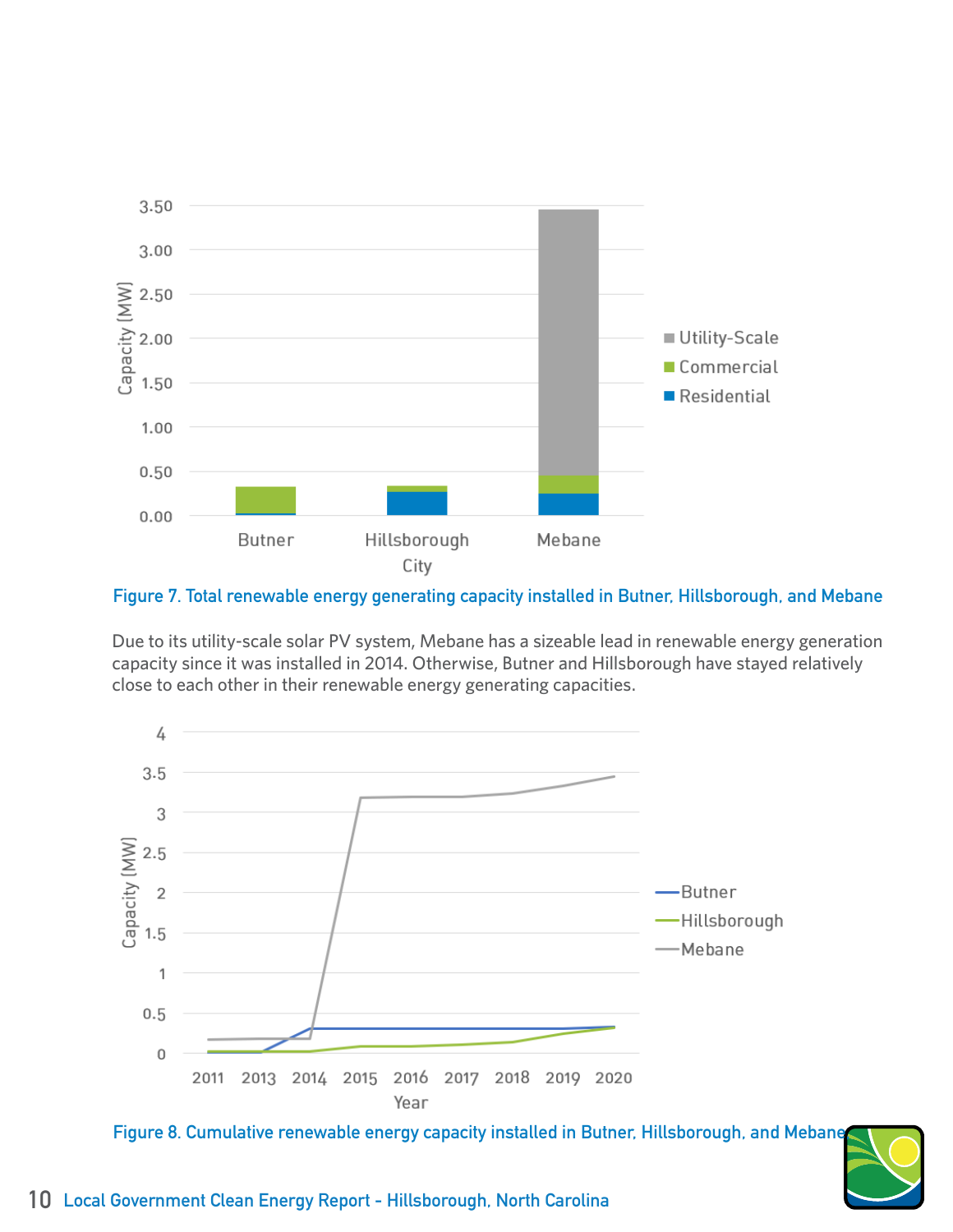Figure 7. Total renewable energy generating capacity installed in Butner, Hillsborough, and Mebane

Due to its utility-scale solar PV system, Mebane has a sizeable lead in renewable energy generation capacity since it was installed in 2014. Otherwise, Butner and Hillsborough have stayed relatively close to each other in their renewable energy generating capacities.

Figure 8. Cumulative renewable energy capacity installed in Butner, Hillsborough, and Mebane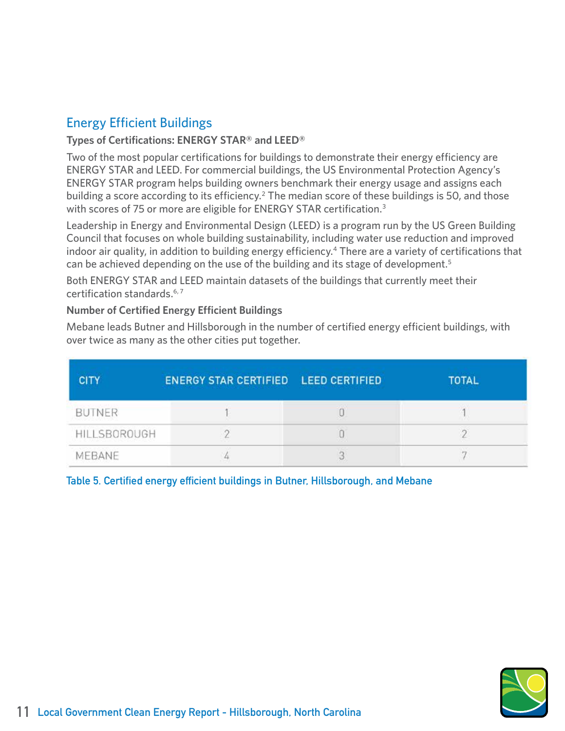## Energy Efficient Buildings

**Types of Certifications: ENERGY STAR® and LEED®**

Two of the most popular certifications for buildings to demonstrate their energy efficiency are ENERGY STAR and LEED. For commercial buildings, the US Environmental Protection Agency's ENERGY STAR program helps building owners benchmark their energy usage and assigns each building a score according to its efficiency.[2] The median score of these buildings is 50, and those with scores of 75 or more are eligible for ENERGY STAR certification.[3]

Leadership in Energy and Environmental Design (LEED) is a program run by the US Green Building Council that focuses on whole building sustainability, including water use reduction and improved indoor air quality, in addition to building energy efficiency.[4] There are a variety of certifications that can be achieved depending on the use of the building and its stage of development.[5]

Both ENERGY STAR and LEED maintain datasets of the buildings that currently meet their certification standards.[6,7]

**Number of Certified Energy Efficient Buildings**

Mebane leads Butner and Hillsborough in the number of certified energy efficient buildings, with over twice as many as the other cities put together.

| CITY | ENERGY STAR CERTIFIED | LEED CERTIFIED | TOTAL |
|---|---|---|---|
| BUTNER | 1 | 0 | 1 |
| HILLSBOROUGH | 2 | 0 | 2 |
| MEBANE | 4 | 3 | 7 |

Table 5. Certified energy efficient buildings in Butner, Hillsborough, and Mebane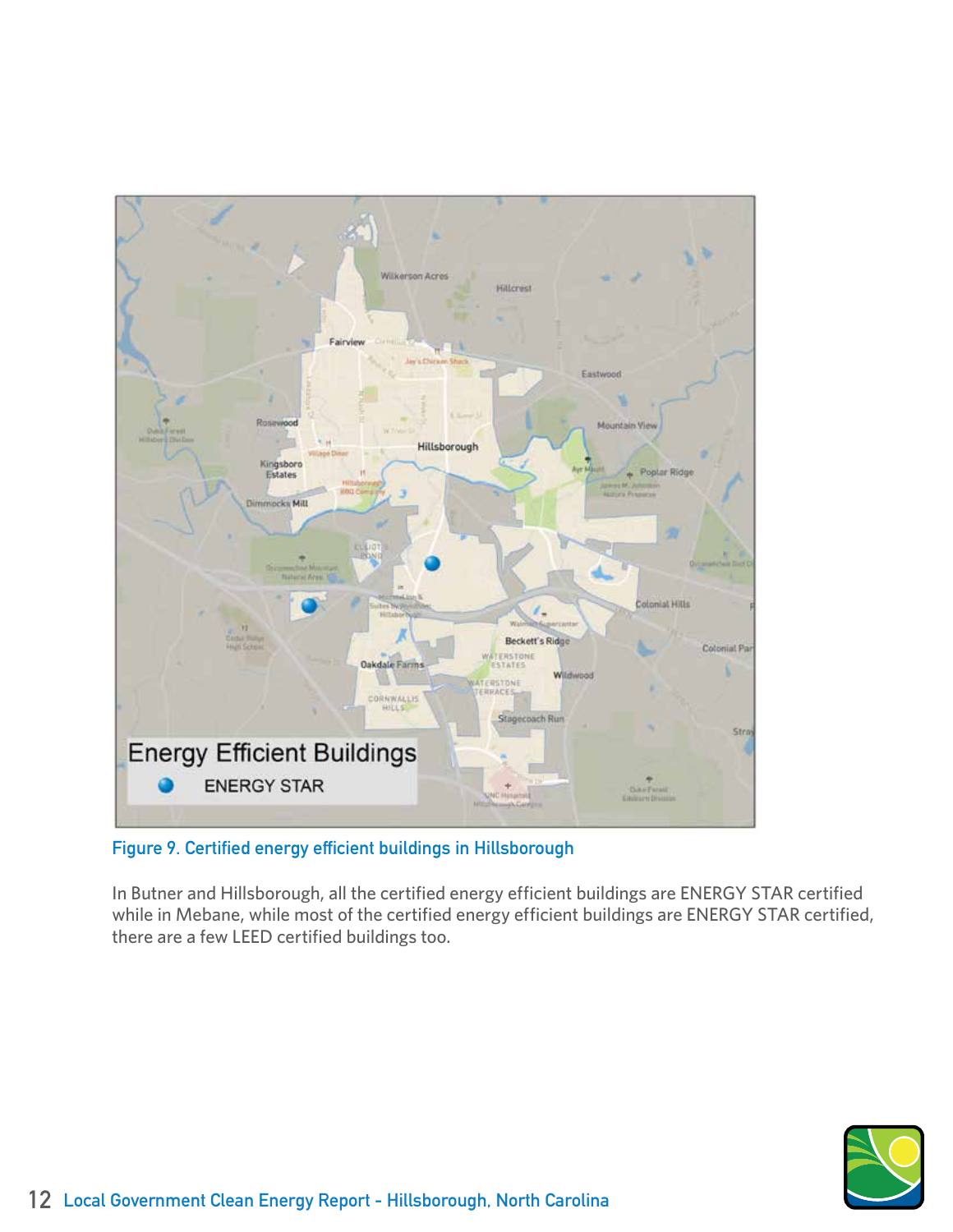Figure 9. Certified energy efficient buildings in Hillsborough

In Butner and Hillsborough, all the certified energy efficient buildings are ENERGY STAR certified while in Mebane, while most of the certified energy efficient buildings are ENERGY STAR certified, there are a few LEED certified buildings too.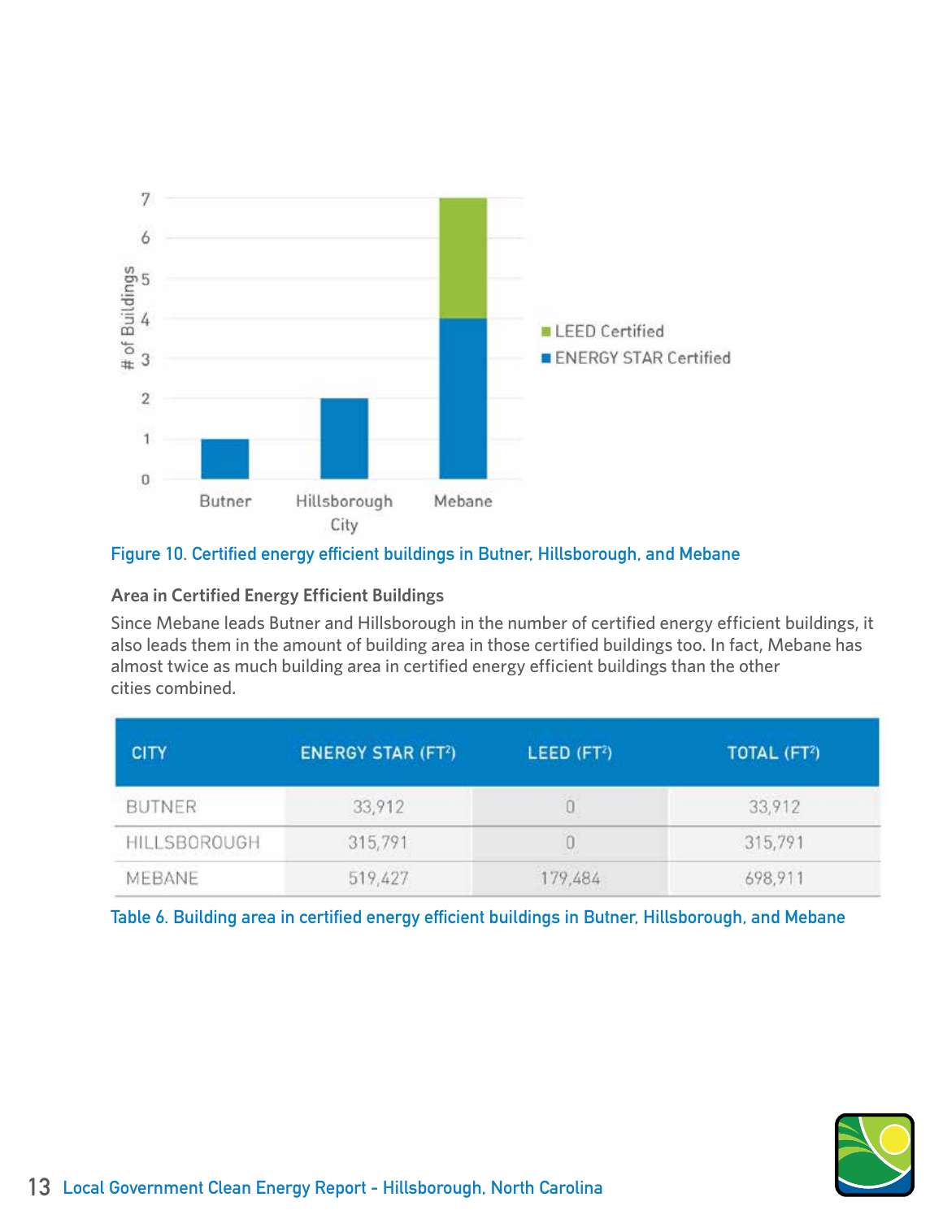Figure 10. Certified energy efficient buildings in Butner, Hillsborough, and Mebane

### Area in Certified Energy Efficient Buildings

Since Mebane leads Butner and Hillsborough in the number of certified energy efficient buildings, it also leads them in the amount of building area in those certified buildings too. In fact, Mebane has almost twice as much building area in certified energy efficient buildings than the other cities combined.

| CITY | ENERGY STAR (FT²) | LEED (FT²) | TOTAL (FT²) |
|---|---|---|---|
| BUTNER | 33,912 | 0 | 33,912 |
| HILLSBOROUGH | 315,791 | 0 | 315,791 |
| MEBANE | 519,427 | 179,484 | 698,911 |

Table 6. Building area in certified energy efficient buildings in Butner, Hillsborough, and Mebane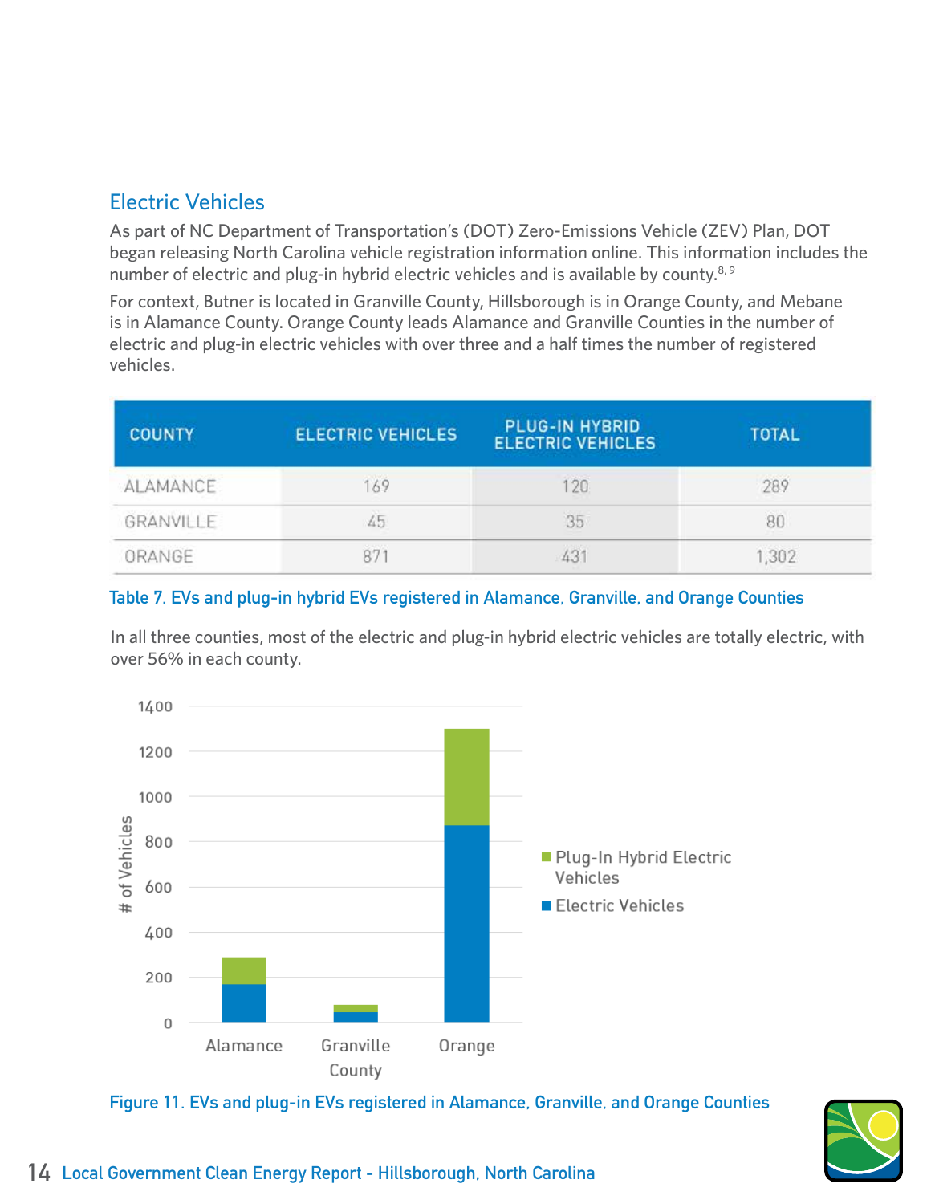## Electric Vehicles

As part of NC Department of Transportation's (DOT) Zero-Emissions Vehicle (ZEV) Plan, DOT began releasing North Carolina vehicle registration information online. This information includes the number of electric and plug-in hybrid electric vehicles and is available by county.[8, 9]

For context, Butner is located in Granville County, Hillsborough is in Orange County, and Mebane is in Alamance County. Orange County leads Alamance and Granville Counties in the number of electric and plug-in electric vehicles with over three and a half times the number of registered vehicles.

| COUNTY | ELECTRIC VEHICLES | PLUG-IN HYBRID ELECTRIC VEHICLES | TOTAL |
|---|---|---|---|
| ALAMANCE | 169 | 120 | 289 |
| GRANVILLE | 45 | 35 | 80 |
| ORANGE | 871 | 431 | 1,302 |

Table 7. EVs and plug-in hybrid EVs registered in Alamance, Granville, and Orange Counties

In all three counties, most of the electric and plug-in hybrid electric vehicles are totally electric, with over 56% in each county.

Figure 11. EVs and plug-in EVs registered in Alamance, Granville, and Orange Counties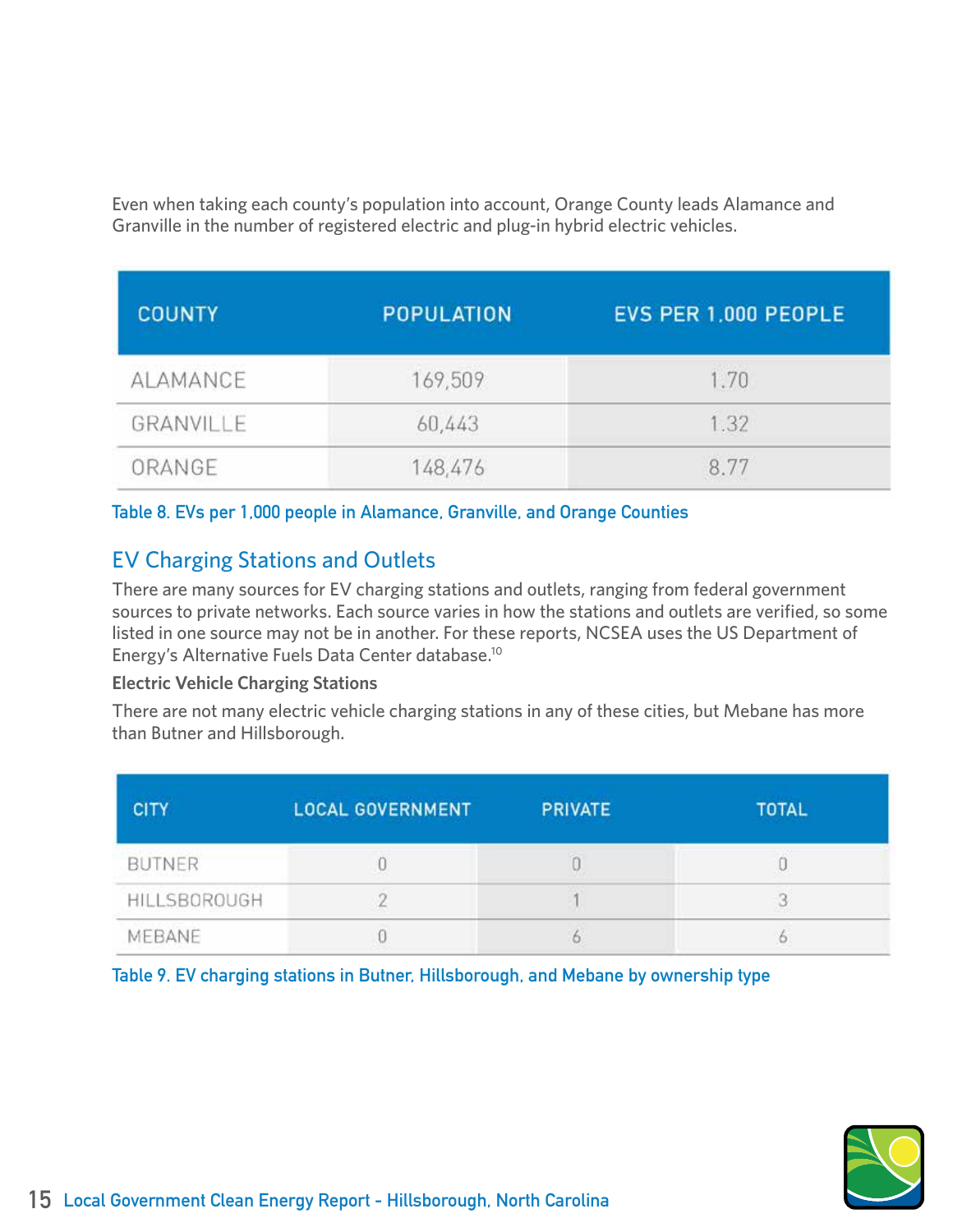Even when taking each county's population into account, Orange County leads Alamance and Granville in the number of registered electric and plug-in hybrid electric vehicles.

| COUNTY | POPULATION | EVS PER 1,000 PEOPLE |
|---|---|---|
| ALAMANCE | 169,509 | 1.70 |
| GRANVILLE | 60,443 | 1.32 |
| ORANGE | 148,476 | 8.77 |

Table 8. EVs per 1,000 people in Alamance, Granville, and Orange Counties

## EV Charging Stations and Outlets

There are many sources for EV charging stations and outlets, ranging from federal government sources to private networks. Each source varies in how the stations and outlets are verified, so some listed in one source may not be in another. For these reports, NCSEA uses the US Department of Energy's Alternative Fuels Data Center database.[10]

### Electric Vehicle Charging Stations

There are not many electric vehicle charging stations in any of these cities, but Mebane has more than Butner and Hillsborough.

| CITY | LOCAL GOVERNMENT | PRIVATE | TOTAL |
|---|---|---|---|
| BUTNER | 0 | 0 | 0 |
| HILLSBOROUGH | 2 | 1 | 3 |
| MEBANE | 0 | 6 | 6 |

Table 9. EV charging stations in Butner, Hillsborough, and Mebane by ownership type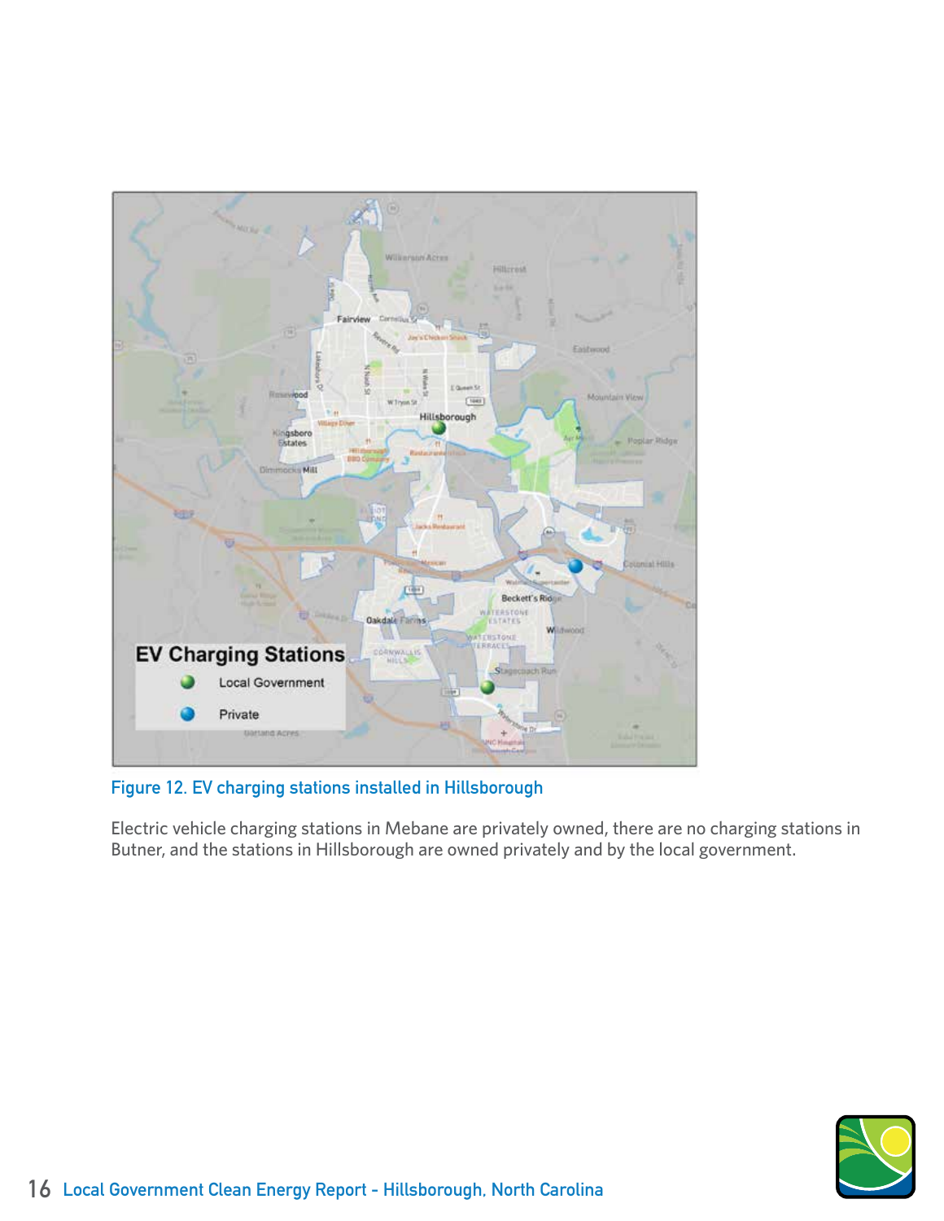Figure 12. EV charging stations installed in Hillsborough

Electric vehicle charging stations in Mebane are privately owned, there are no charging stations in Butner, and the stations in Hillsborough are owned privately and by the local government.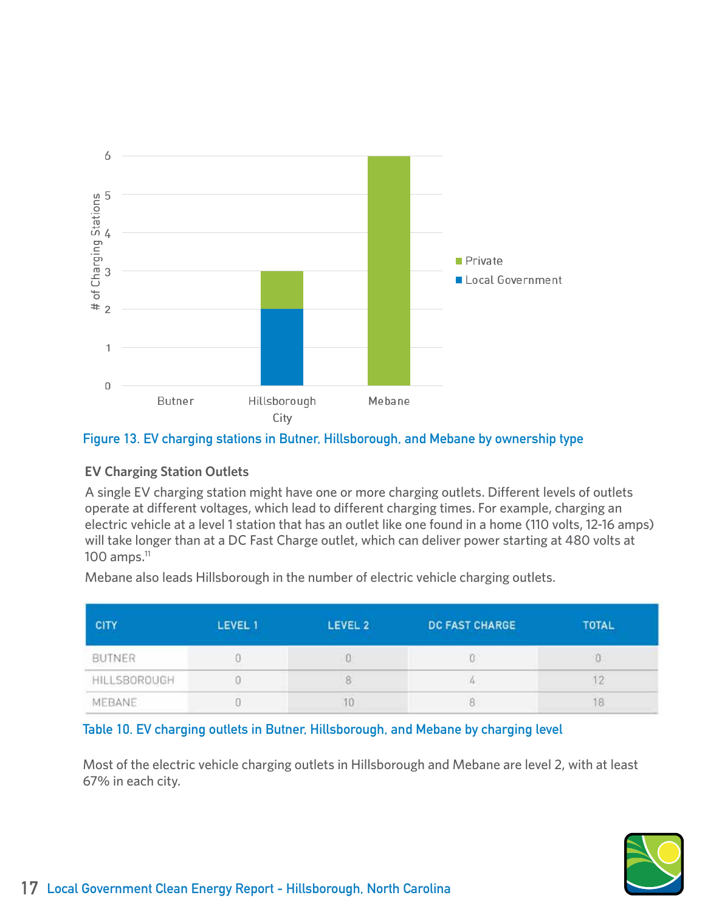Figure 13. EV charging stations in Butner, Hillsborough, and Mebane by ownership type

### EV Charging Station Outlets

A single EV charging station might have one or more charging outlets. Different levels of outlets operate at different voltages, which lead to different charging times. For example, charging an electric vehicle at a level 1 station that has an outlet like one found in a home (110 volts, 12-16 amps) will take longer than at a DC Fast Charge outlet, which can deliver power starting at 480 volts at 100 amps.[11]

Mebane also leads Hillsborough in the number of electric vehicle charging outlets.

| CITY | LEVEL 1 | LEVEL 2 | DC FAST CHARGE | TOTAL |
|---|---|---|---|---|
| BUTNER | 0 | 0 | 0 | 0 |
| HILLSBOROUGH | 0 | 8 | 4 | 12 |
| MEBANE | 0 | 10 | 8 | 18 |

Table 10. EV charging outlets in Butner, Hillsborough, and Mebane by charging level

Most of the electric vehicle charging outlets in Hillsborough and Mebane are level 2, with at least 67% in each city.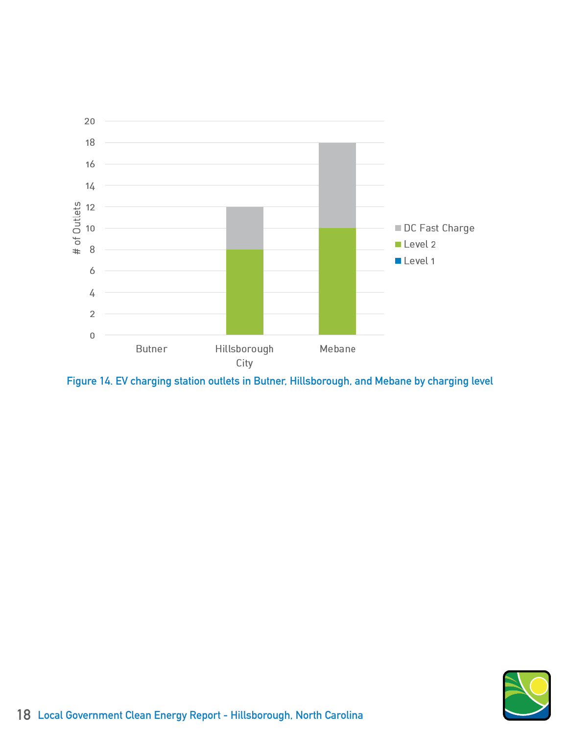| | DC Fast Charge | Level 2 | Level 1 |
|---|---|---|---|
| Butner | 0 | 0 | 0 |
| Hillsborough City | 4 | 8 | 0 |
| Mebane | 8 | 10 | 0 |

Figure 14. EV charging station outlets in Butner, Hillsborough, and Mebane by charging level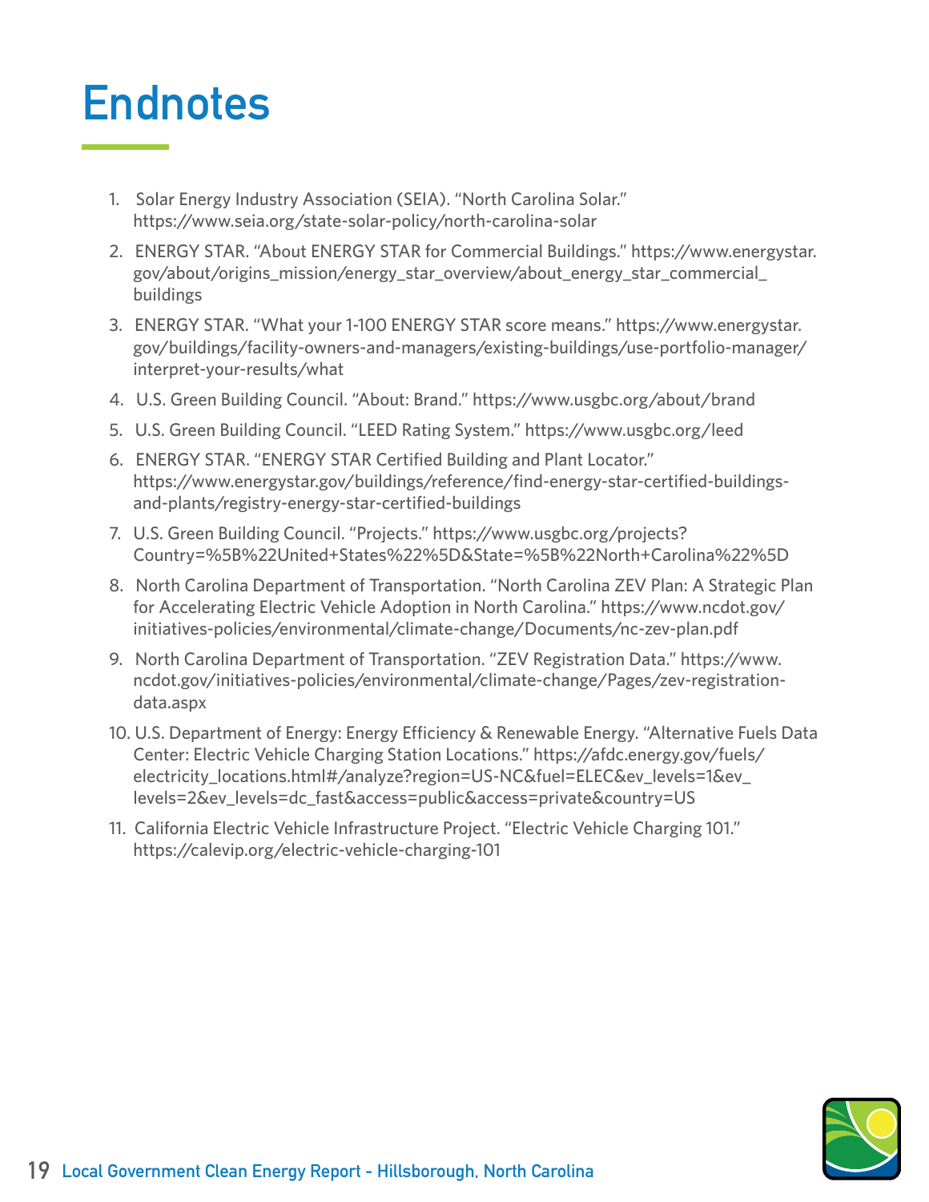# Endnotes

1. Solar Energy Industry Association (SEIA). "North Carolina Solar." https://www.seia.org/state-solar-policy/north-carolina-solar
2. ENERGY STAR. "About ENERGY STAR for Commercial Buildings." https://www.energystar.gov/about/origins_mission/energy_star_overview/about_energy_star_commercial_buildings
3. ENERGY STAR. "What your 1-100 ENERGY STAR score means." https://www.energystar.gov/buildings/facility-owners-and-managers/existing-buildings/use-portfolio-manager/interpret-your-results/what
4. U.S. Green Building Council. "About: Brand." https://www.usgbc.org/about/brand
5. U.S. Green Building Council. "LEED Rating System." https://www.usgbc.org/leed
6. ENERGY STAR. "ENERGY STAR Certified Building and Plant Locator." https://www.energystar.gov/buildings/reference/find-energy-star-certified-buildings-and-plants/registry-energy-star-certified-buildings
7. U.S. Green Building Council. "Projects." https://www.usgbc.org/projects?Country=%5B%22United+States%22%5D&State=%5B%22North+Carolina%22%5D
8. North Carolina Department of Transportation. "North Carolina ZEV Plan: A Strategic Plan for Accelerating Electric Vehicle Adoption in North Carolina." https://www.ncdot.gov/initiatives-policies/environmental/climate-change/Documents/nc-zev-plan.pdf
9. North Carolina Department of Transportation. "ZEV Registration Data." https://www.ncdot.gov/initiatives-policies/environmental/climate-change/Pages/zev-registration-data.aspx
10. U.S. Department of Energy: Energy Efficiency & Renewable Energy. "Alternative Fuels Data Center: Electric Vehicle Charging Station Locations." https://afdc.energy.gov/fuels/electricity_locations.html#/analyze?region=US-NC&fuel=ELEC&ev_levels=1&ev_levels=2&ev_levels=dc_fast&access=public&access=private&country=US
11. California Electric Vehicle Infrastructure Project. "Electric Vehicle Charging 101." https://calevip.org/electric-vehicle-charging-101